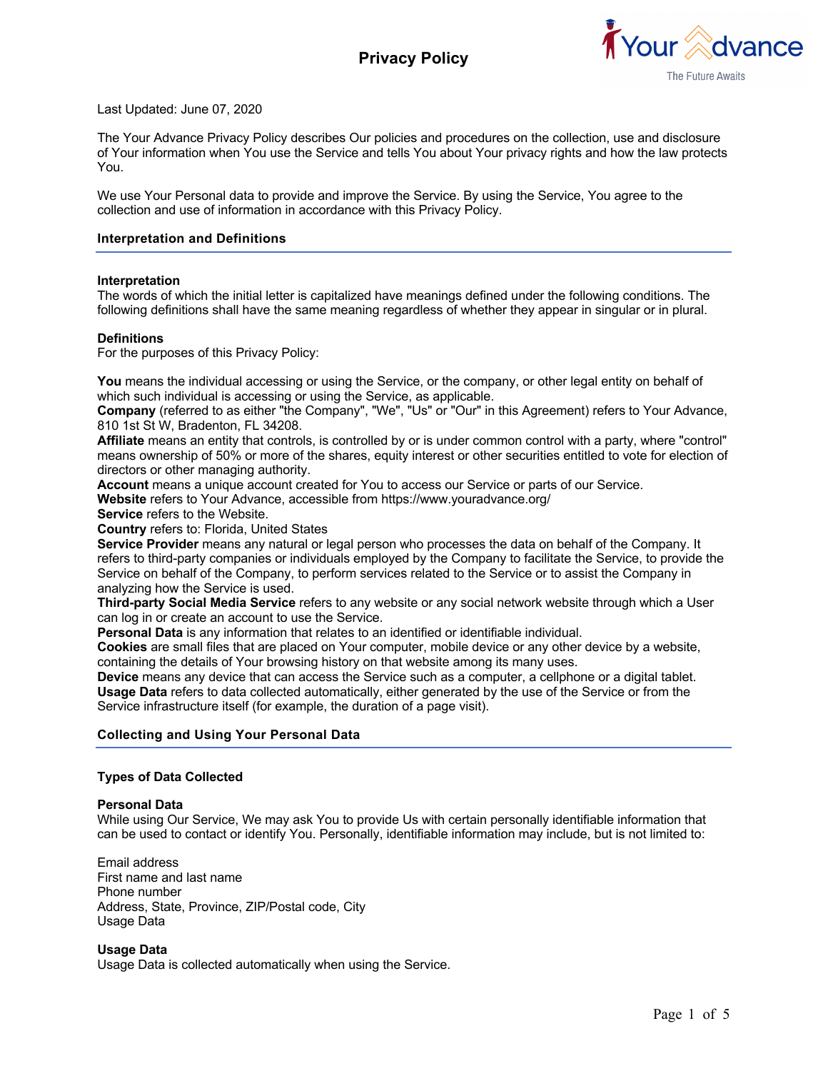# Privacy Policy

Last Updated: June 07, 2020

The Your Advance Privacy Policy describes Our policies and procedures on the collection, use and disclosure of Your information when You use the Service and tells You about Your privacy rights and how the law protects You.

We use Your Personal data to provide and improve the Service. By using the Service, You agree to the collection and use of information in accordance with this Privacy Policy.

## Interpretation and Definitions

### Interpretation

The words of which the initial letter is capitalized have meanings defined under the following conditions. The following definitions shall have the same meaning regardless of whether they appear in singular or in plural.

### Definitions

For the purposes of this Privacy Policy:

**You** means the individual accessing or using the Service, or the company, or other legal entity on behalf of which such individual is accessing or using the Service, as applicable.
**Company** (referred to as either "the Company", "We", "Us" or "Our" in this Agreement) refers to Your Advance, 810 1st St W, Bradenton, FL 34208.
**Affiliate** means an entity that controls, is controlled by or is under common control with a party, where "control" means ownership of 50% or more of the shares, equity interest or other securities entitled to vote for election of directors or other managing authority.
**Account** means a unique account created for You to access our Service or parts of our Service.
**Website** refers to Your Advance, accessible from https://www.youradvance.org/
**Service** refers to the Website.
**Country** refers to: Florida, United States
**Service Provider** means any natural or legal person who processes the data on behalf of the Company. It refers to third-party companies or individuals employed by the Company to facilitate the Service, to provide the Service on behalf of the Company, to perform services related to the Service or to assist the Company in analyzing how the Service is used.
**Third-party Social Media Service** refers to any website or any social network website through which a User can log in or create an account to use the Service.
**Personal Data** is any information that relates to an identified or identifiable individual.
**Cookies** are small files that are placed on Your computer, mobile device or any other device by a website, containing the details of Your browsing history on that website among its many uses.
**Device** means any device that can access the Service such as a computer, a cellphone or a digital tablet.
**Usage Data** refers to data collected automatically, either generated by the use of the Service or from the Service infrastructure itself (for example, the duration of a page visit).

## Collecting and Using Your Personal Data

### Types of Data Collected

#### Personal Data

While using Our Service, We may ask You to provide Us with certain personally identifiable information that can be used to contact or identify You. Personally, identifiable information may include, but is not limited to:

Email address
First name and last name
Phone number
Address, State, Province, ZIP/Postal code, City
Usage Data

#### Usage Data

Usage Data is collected automatically when using the Service.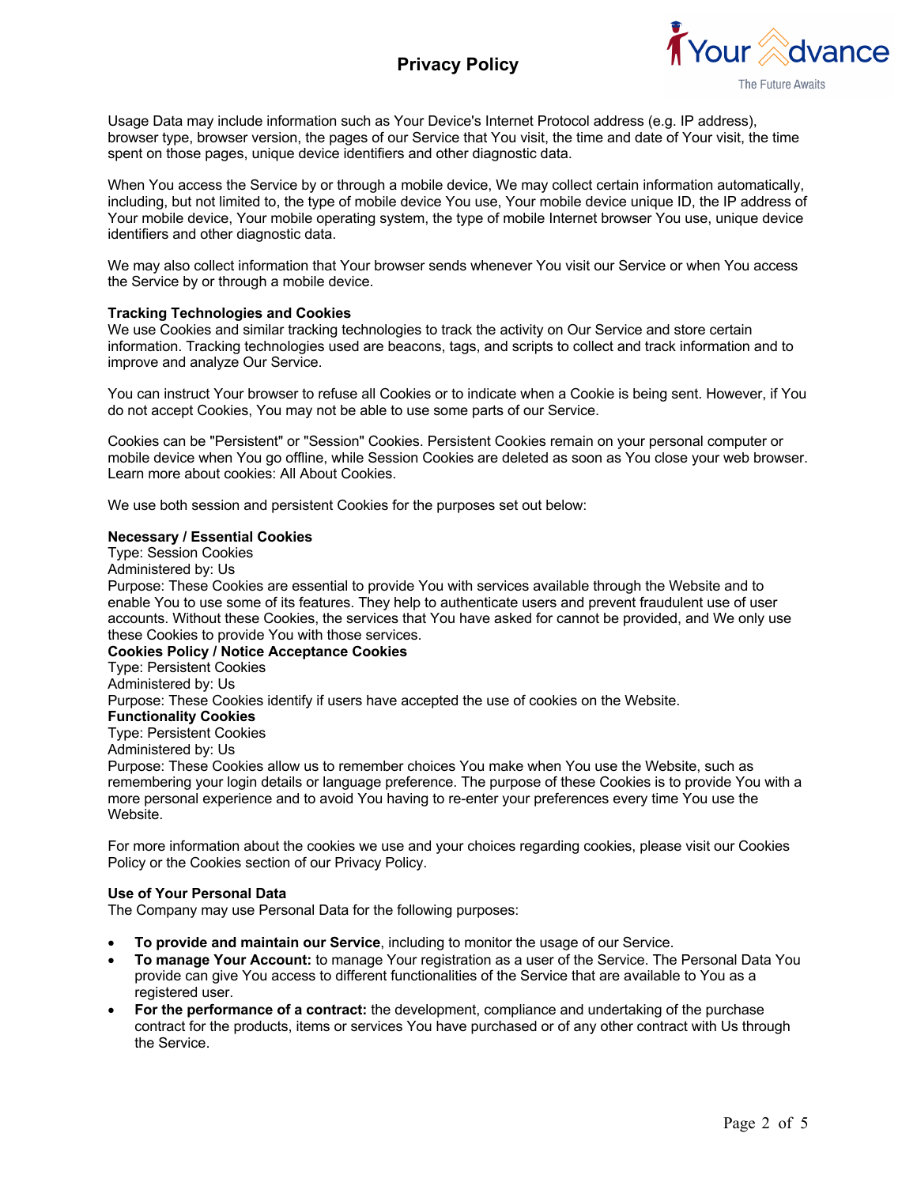Usage Data may include information such as Your Device's Internet Protocol address (e.g. IP address), browser type, browser version, the pages of our Service that You visit, the time and date of Your visit, the time spent on those pages, unique device identifiers and other diagnostic data.

When You access the Service by or through a mobile device, We may collect certain information automatically, including, but not limited to, the type of mobile device You use, Your mobile device unique ID, the IP address of Your mobile device, Your mobile operating system, the type of mobile Internet browser You use, unique device identifiers and other diagnostic data.

We may also collect information that Your browser sends whenever You visit our Service or when You access the Service by or through a mobile device.

**Tracking Technologies and Cookies**
We use Cookies and similar tracking technologies to track the activity on Our Service and store certain information. Tracking technologies used are beacons, tags, and scripts to collect and track information and to improve and analyze Our Service.

You can instruct Your browser to refuse all Cookies or to indicate when a Cookie is being sent. However, if You do not accept Cookies, You may not be able to use some parts of our Service.

Cookies can be "Persistent" or "Session" Cookies. Persistent Cookies remain on your personal computer or mobile device when You go offline, while Session Cookies are deleted as soon as You close your web browser. Learn more about cookies: All About Cookies.

We use both session and persistent Cookies for the purposes set out below:

**Necessary / Essential Cookies**
Type: Session Cookies
Administered by: Us
Purpose: These Cookies are essential to provide You with services available through the Website and to enable You to use some of its features. They help to authenticate users and prevent fraudulent use of user accounts. Without these Cookies, the services that You have asked for cannot be provided, and We only use these Cookies to provide You with those services.
**Cookies Policy / Notice Acceptance Cookies**
Type: Persistent Cookies
Administered by: Us
Purpose: These Cookies identify if users have accepted the use of cookies on the Website.
**Functionality Cookies**
Type: Persistent Cookies
Administered by: Us
Purpose: These Cookies allow us to remember choices You make when You use the Website, such as remembering your login details or language preference. The purpose of these Cookies is to provide You with a more personal experience and to avoid You having to re-enter your preferences every time You use the Website.

For more information about the cookies we use and your choices regarding cookies, please visit our Cookies Policy or the Cookies section of our Privacy Policy.

**Use of Your Personal Data**
The Company may use Personal Data for the following purposes:

- **To provide and maintain our Service**, including to monitor the usage of our Service.
- **To manage Your Account:** to manage Your registration as a user of the Service. The Personal Data You provide can give You access to different functionalities of the Service that are available to You as a registered user.
- **For the performance of a contract:** the development, compliance and undertaking of the purchase contract for the products, items or services You have purchased or of any other contract with Us through the Service.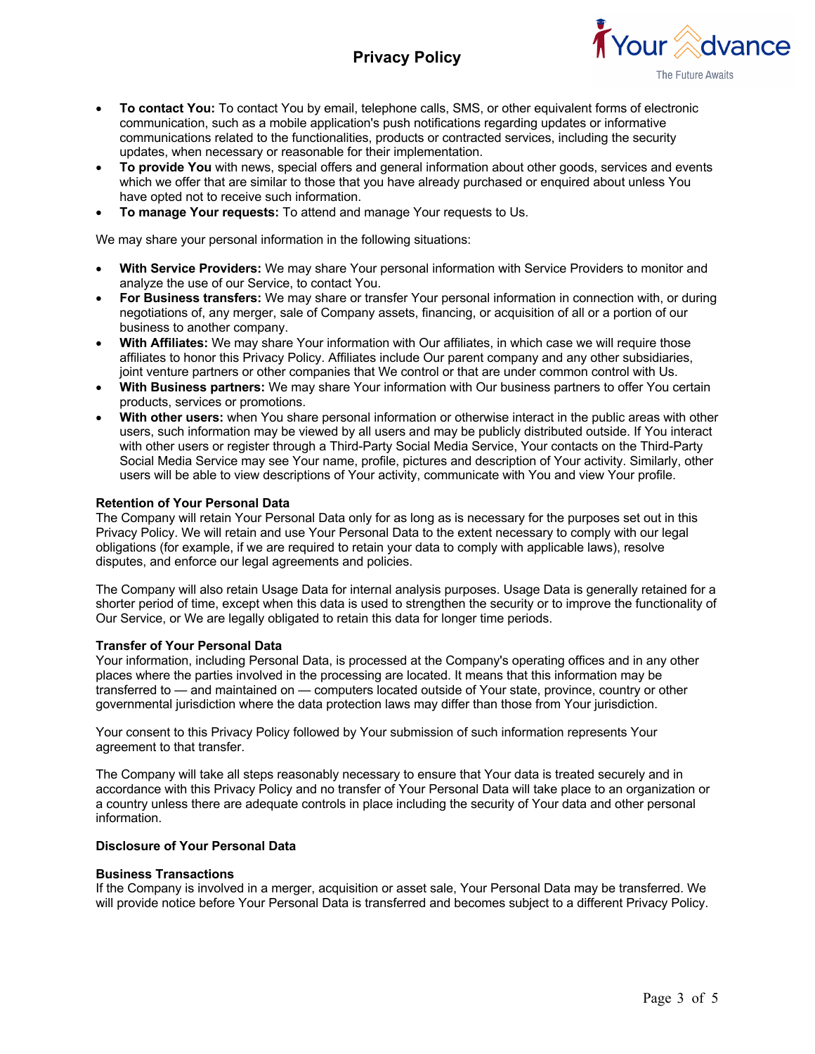- **To contact You:** To contact You by email, telephone calls, SMS, or other equivalent forms of electronic communication, such as a mobile application's push notifications regarding updates or informative communications related to the functionalities, products or contracted services, including the security updates, when necessary or reasonable for their implementation.
- **To provide You** with news, special offers and general information about other goods, services and events which we offer that are similar to those that you have already purchased or enquired about unless You have opted not to receive such information.
- **To manage Your requests:** To attend and manage Your requests to Us.

We may share your personal information in the following situations:

- **With Service Providers:** We may share Your personal information with Service Providers to monitor and analyze the use of our Service, to contact You.
- **For Business transfers:** We may share or transfer Your personal information in connection with, or during negotiations of, any merger, sale of Company assets, financing, or acquisition of all or a portion of our business to another company.
- **With Affiliates:** We may share Your information with Our affiliates, in which case we will require those affiliates to honor this Privacy Policy. Affiliates include Our parent company and any other subsidiaries, joint venture partners or other companies that We control or that are under common control with Us.
- **With Business partners:** We may share Your information with Our business partners to offer You certain products, services or promotions.
- **With other users:** when You share personal information or otherwise interact in the public areas with other users, such information may be viewed by all users and may be publicly distributed outside. If You interact with other users or register through a Third-Party Social Media Service, Your contacts on the Third-Party Social Media Service may see Your name, profile, pictures and description of Your activity. Similarly, other users will be able to view descriptions of Your activity, communicate with You and view Your profile.

**Retention of Your Personal Data**

The Company will retain Your Personal Data only for as long as is necessary for the purposes set out in this Privacy Policy. We will retain and use Your Personal Data to the extent necessary to comply with our legal obligations (for example, if we are required to retain your data to comply with applicable laws), resolve disputes, and enforce our legal agreements and policies.

The Company will also retain Usage Data for internal analysis purposes. Usage Data is generally retained for a shorter period of time, except when this data is used to strengthen the security or to improve the functionality of Our Service, or We are legally obligated to retain this data for longer time periods.

**Transfer of Your Personal Data**

Your information, including Personal Data, is processed at the Company's operating offices and in any other places where the parties involved in the processing are located. It means that this information may be transferred to — and maintained on — computers located outside of Your state, province, country or other governmental jurisdiction where the data protection laws may differ than those from Your jurisdiction.

Your consent to this Privacy Policy followed by Your submission of such information represents Your agreement to that transfer.

The Company will take all steps reasonably necessary to ensure that Your data is treated securely and in accordance with this Privacy Policy and no transfer of Your Personal Data will take place to an organization or a country unless there are adequate controls in place including the security of Your data and other personal information.

**Disclosure of Your Personal Data**

**Business Transactions**

If the Company is involved in a merger, acquisition or asset sale, Your Personal Data may be transferred. We will provide notice before Your Personal Data is transferred and becomes subject to a different Privacy Policy.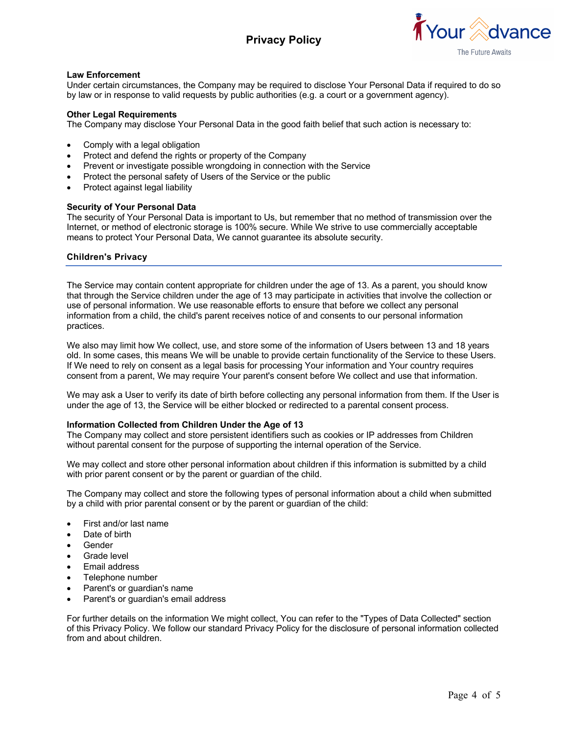### Law Enforcement

Under certain circumstances, the Company may be required to disclose Your Personal Data if required to do so by law or in response to valid requests by public authorities (e.g. a court or a government agency).

### Other Legal Requirements

The Company may disclose Your Personal Data in the good faith belief that such action is necessary to:

- Comply with a legal obligation
- Protect and defend the rights or property of the Company
- Prevent or investigate possible wrongdoing in connection with the Service
- Protect the personal safety of Users of the Service or the public
- Protect against legal liability

### Security of Your Personal Data

The security of Your Personal Data is important to Us, but remember that no method of transmission over the Internet, or method of electronic storage is 100% secure. While We strive to use commercially acceptable means to protect Your Personal Data, We cannot guarantee its absolute security.

## Children's Privacy

The Service may contain content appropriate for children under the age of 13. As a parent, you should know that through the Service children under the age of 13 may participate in activities that involve the collection or use of personal information. We use reasonable efforts to ensure that before we collect any personal information from a child, the child's parent receives notice of and consents to our personal information practices.

We also may limit how We collect, use, and store some of the information of Users between 13 and 18 years old. In some cases, this means We will be unable to provide certain functionality of the Service to these Users. If We need to rely on consent as a legal basis for processing Your information and Your country requires consent from a parent, We may require Your parent's consent before We collect and use that information.

We may ask a User to verify its date of birth before collecting any personal information from them. If the User is under the age of 13, the Service will be either blocked or redirected to a parental consent process.

### Information Collected from Children Under the Age of 13

The Company may collect and store persistent identifiers such as cookies or IP addresses from Children without parental consent for the purpose of supporting the internal operation of the Service.

We may collect and store other personal information about children if this information is submitted by a child with prior parent consent or by the parent or guardian of the child.

The Company may collect and store the following types of personal information about a child when submitted by a child with prior parental consent or by the parent or guardian of the child:

- First and/or last name
- Date of birth
- Gender
- Grade level
- Email address
- Telephone number
- Parent's or guardian's name
- Parent's or guardian's email address

For further details on the information We might collect, You can refer to the "Types of Data Collected" section of this Privacy Policy. We follow our standard Privacy Policy for the disclosure of personal information collected from and about children.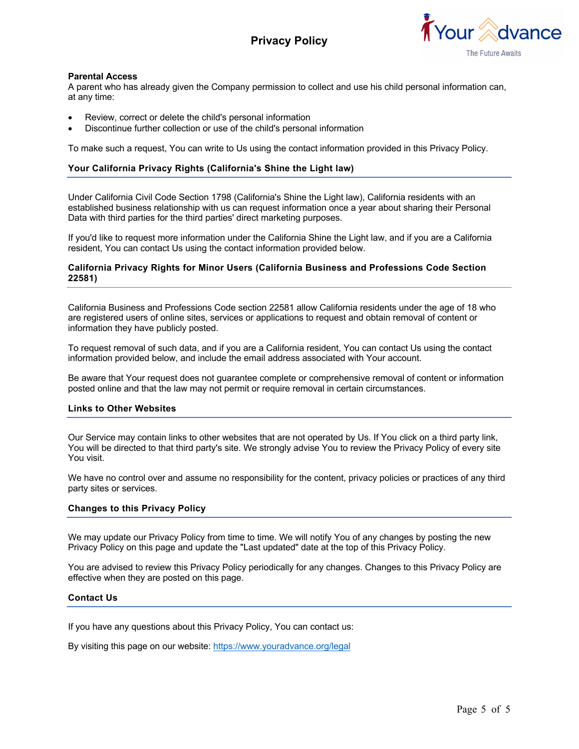### Parental Access

A parent who has already given the Company permission to collect and use his child personal information can, at any time:

- Review, correct or delete the child's personal information
- Discontinue further collection or use of the child's personal information

To make such a request, You can write to Us using the contact information provided in this Privacy Policy.

## Your California Privacy Rights (California's Shine the Light law)

Under California Civil Code Section 1798 (California's Shine the Light law), California residents with an established business relationship with us can request information once a year about sharing their Personal Data with third parties for the third parties' direct marketing purposes.

If you'd like to request more information under the California Shine the Light law, and if you are a California resident, You can contact Us using the contact information provided below.

## California Privacy Rights for Minor Users (California Business and Professions Code Section 22581)

California Business and Professions Code section 22581 allow California residents under the age of 18 who are registered users of online sites, services or applications to request and obtain removal of content or information they have publicly posted.

To request removal of such data, and if you are a California resident, You can contact Us using the contact information provided below, and include the email address associated with Your account.

Be aware that Your request does not guarantee complete or comprehensive removal of content or information posted online and that the law may not permit or require removal in certain circumstances.

## Links to Other Websites

Our Service may contain links to other websites that are not operated by Us. If You click on a third party link, You will be directed to that third party's site. We strongly advise You to review the Privacy Policy of every site You visit.

We have no control over and assume no responsibility for the content, privacy policies or practices of any third party sites or services.

## Changes to this Privacy Policy

We may update our Privacy Policy from time to time. We will notify You of any changes by posting the new Privacy Policy on this page and update the "Last updated" date at the top of this Privacy Policy.

You are advised to review this Privacy Policy periodically for any changes. Changes to this Privacy Policy are effective when they are posted on this page.

## Contact Us

If you have any questions about this Privacy Policy, You can contact us:

By visiting this page on our website: [https://www.youradvance.org/legal](https://www.youradvance.org/legal)